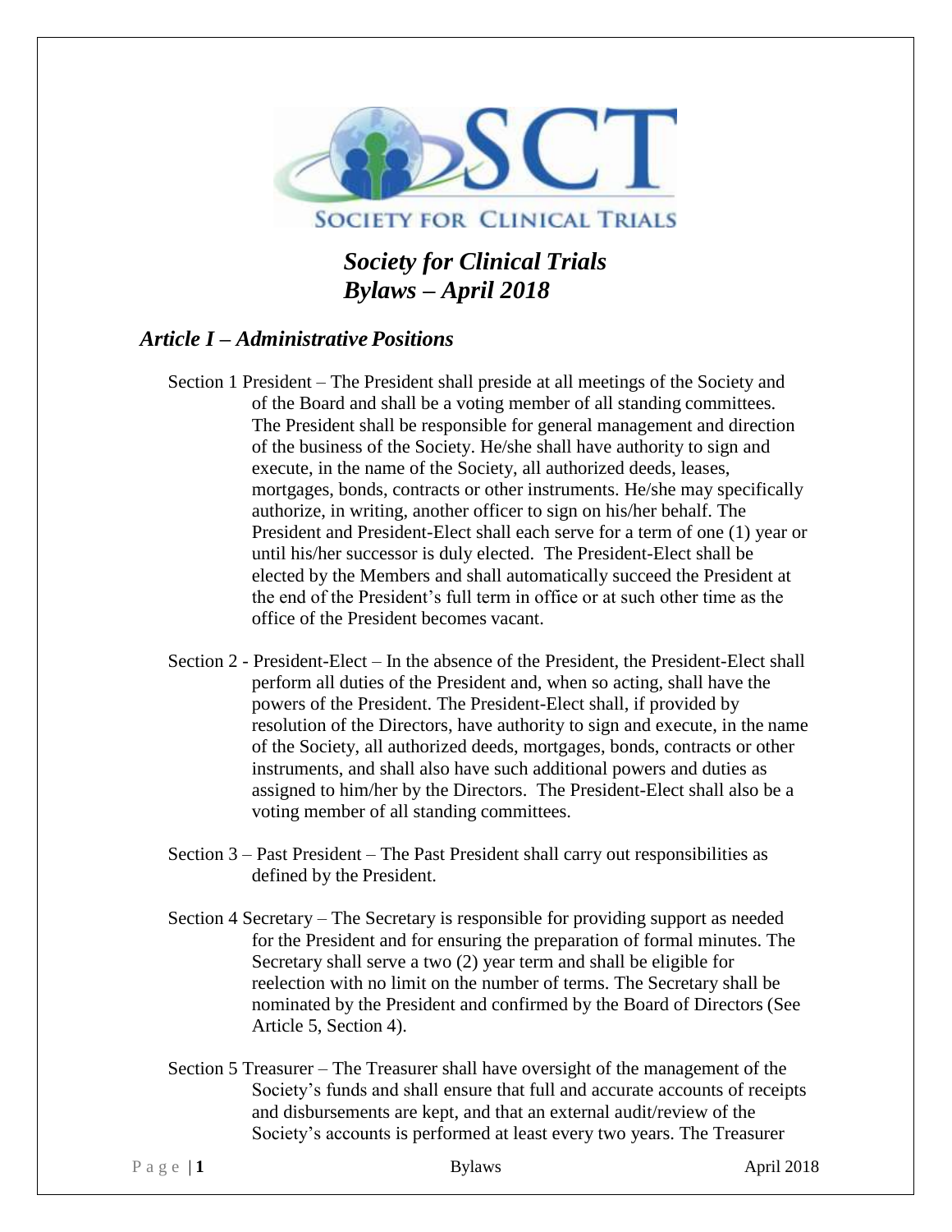SOCIETY FOR CLINICAL TRIALS

# *Society for Clinical Trials Bylaws – April 2018*

## *Article I – Administrative Positions*

Section 1 President – The President shall preside at all meetings of the Society and of the Board and shall be a voting member of all standing committees. The President shall be responsible for general management and direction of the business of the Society. He/she shall have authority to sign and execute, in the name of the Society, all authorized deeds, leases, mortgages, bonds, contracts or other instruments. He/she may specifically authorize, in writing, another officer to sign on his/her behalf. The President and President-Elect shall each serve for a term of one (1) year or until his/her successor is duly elected. The President-Elect shall be elected by the Members and shall automatically succeed the President at the end of the President's full term in office or at such other time as the office of the President becomes vacant.

Section 2 - President-Elect – In the absence of the President, the President-Elect shall perform all duties of the President and, when so acting, shall have the powers of the President. The President-Elect shall, if provided by resolution of the Directors, have authority to sign and execute, in the name of the Society, all authorized deeds, mortgages, bonds, contracts or other instruments, and shall also have such additional powers and duties as assigned to him/her by the Directors. The President-Elect shall also be a voting member of all standing committees.

Section 3 – Past President – The Past President shall carry out responsibilities as defined by the President.

Section 4 Secretary – The Secretary is responsible for providing support as needed for the President and for ensuring the preparation of formal minutes. The Secretary shall serve a two (2) year term and shall be eligible for reelection with no limit on the number of terms. The Secretary shall be nominated by the President and confirmed by the Board of Directors (See Article 5, Section 4).

Section 5 Treasurer – The Treasurer shall have oversight of the management of the Society's funds and shall ensure that full and accurate accounts of receipts and disbursements are kept, and that an external audit/review of the Society's accounts is performed at least every two years. The Treasurer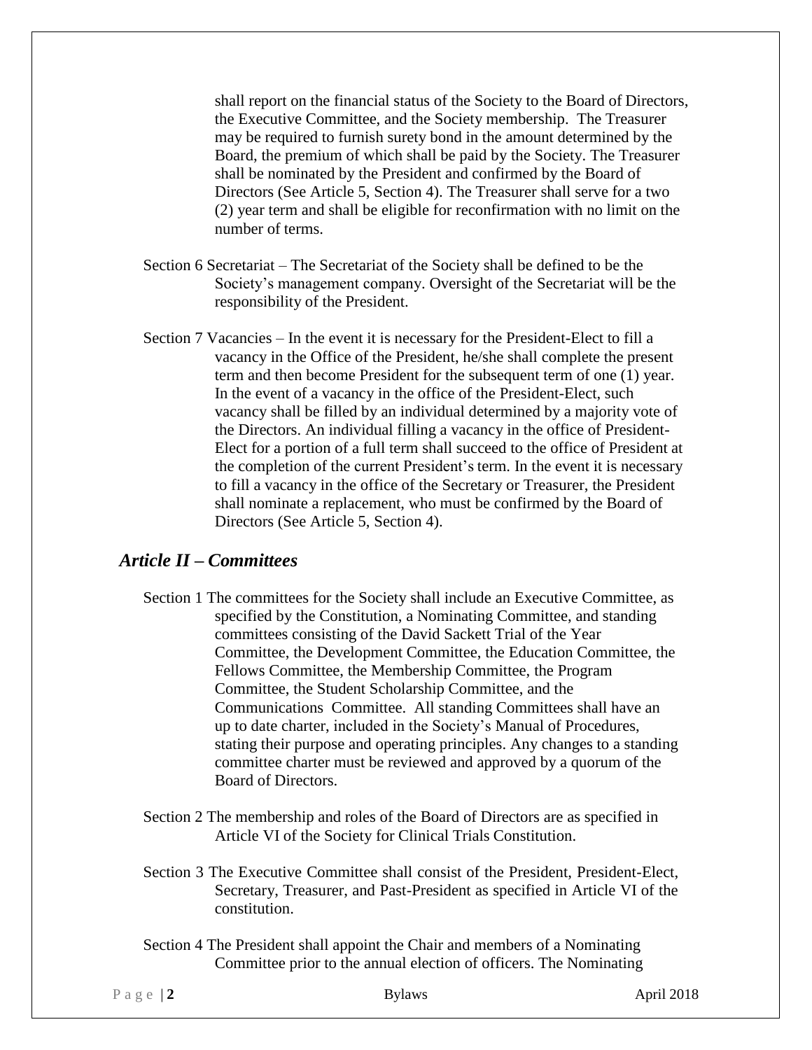shall report on the financial status of the Society to the Board of Directors, the Executive Committee, and the Society membership. The Treasurer may be required to furnish surety bond in the amount determined by the Board, the premium of which shall be paid by the Society. The Treasurer shall be nominated by the President and confirmed by the Board of Directors (See Article 5, Section 4). The Treasurer shall serve for a two (2) year term and shall be eligible for reconfirmation with no limit on the number of terms.

Section 6 Secretariat – The Secretariat of the Society shall be defined to be the Society's management company. Oversight of the Secretariat will be the responsibility of the President.

Section 7 Vacancies – In the event it is necessary for the President-Elect to fill a vacancy in the Office of the President, he/she shall complete the present term and then become President for the subsequent term of one (1) year. In the event of a vacancy in the office of the President-Elect, such vacancy shall be filled by an individual determined by a majority vote of the Directors. An individual filling a vacancy in the office of President-Elect for a portion of a full term shall succeed to the office of President at the completion of the current President's term. In the event it is necessary to fill a vacancy in the office of the Secretary or Treasurer, the President shall nominate a replacement, who must be confirmed by the Board of Directors (See Article 5, Section 4).

## *Article II – Committees*

Section 1 The committees for the Society shall include an Executive Committee, as specified by the Constitution, a Nominating Committee, and standing committees consisting of the David Sackett Trial of the Year Committee, the Development Committee, the Education Committee, the Fellows Committee, the Membership Committee, the Program Committee, the Student Scholarship Committee, and the Communications Committee. All standing Committees shall have an up to date charter, included in the Society's Manual of Procedures, stating their purpose and operating principles. Any changes to a standing committee charter must be reviewed and approved by a quorum of the Board of Directors.

Section 2 The membership and roles of the Board of Directors are as specified in Article VI of the Society for Clinical Trials Constitution.

Section 3 The Executive Committee shall consist of the President, President-Elect, Secretary, Treasurer, and Past-President as specified in Article VI of the constitution.

Section 4 The President shall appoint the Chair and members of a Nominating Committee prior to the annual election of officers. The Nominating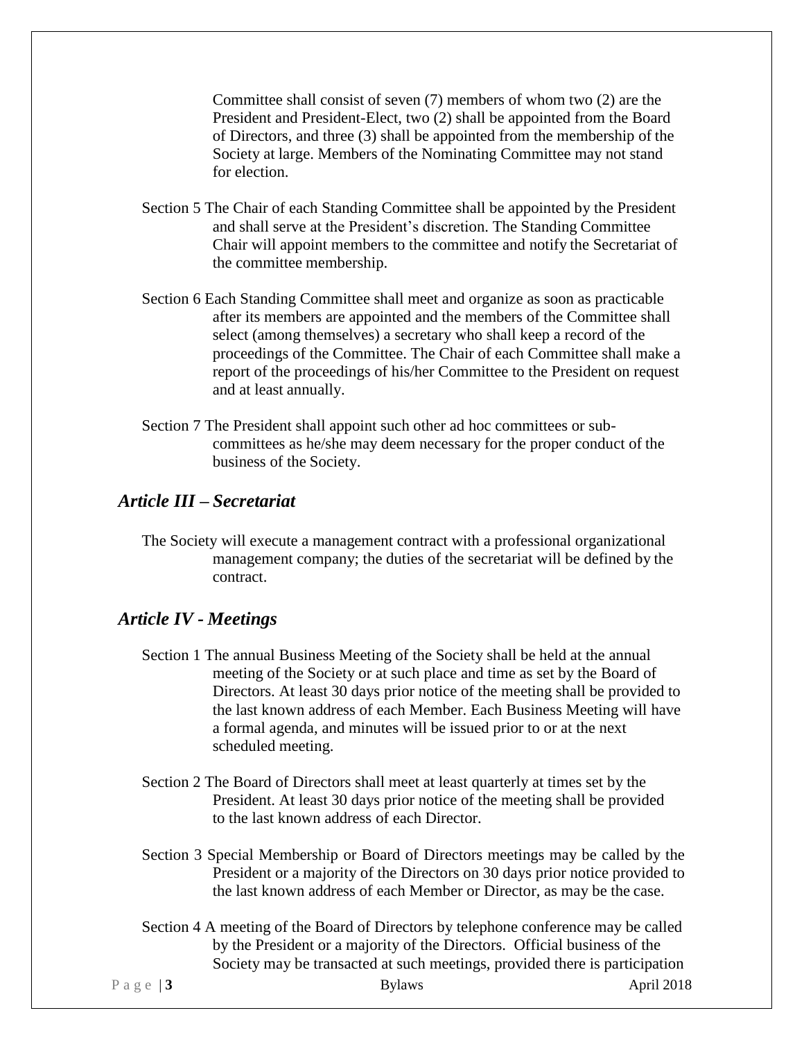Committee shall consist of seven (7) members of whom two (2) are the President and President-Elect, two (2) shall be appointed from the Board of Directors, and three (3) shall be appointed from the membership of the Society at large. Members of the Nominating Committee may not stand for election.

Section 5 The Chair of each Standing Committee shall be appointed by the President and shall serve at the President's discretion. The Standing Committee Chair will appoint members to the committee and notify the Secretariat of the committee membership.

Section 6 Each Standing Committee shall meet and organize as soon as practicable after its members are appointed and the members of the Committee shall select (among themselves) a secretary who shall keep a record of the proceedings of the Committee. The Chair of each Committee shall make a report of the proceedings of his/her Committee to the President on request and at least annually.

Section 7 The President shall appoint such other ad hoc committees or sub-committees as he/she may deem necessary for the proper conduct of the business of the Society.

## *Article III – Secretariat*

The Society will execute a management contract with a professional organizational management company; the duties of the secretariat will be defined by the contract.

## *Article IV - Meetings*

Section 1 The annual Business Meeting of the Society shall be held at the annual meeting of the Society or at such place and time as set by the Board of Directors. At least 30 days prior notice of the meeting shall be provided to the last known address of each Member. Each Business Meeting will have a formal agenda, and minutes will be issued prior to or at the next scheduled meeting.

Section 2 The Board of Directors shall meet at least quarterly at times set by the President. At least 30 days prior notice of the meeting shall be provided to the last known address of each Director.

Section 3 Special Membership or Board of Directors meetings may be called by the President or a majority of the Directors on 30 days prior notice provided to the last known address of each Member or Director, as may be the case.

Section 4 A meeting of the Board of Directors by telephone conference may be called by the President or a majority of the Directors. Official business of the Society may be transacted at such meetings, provided there is participation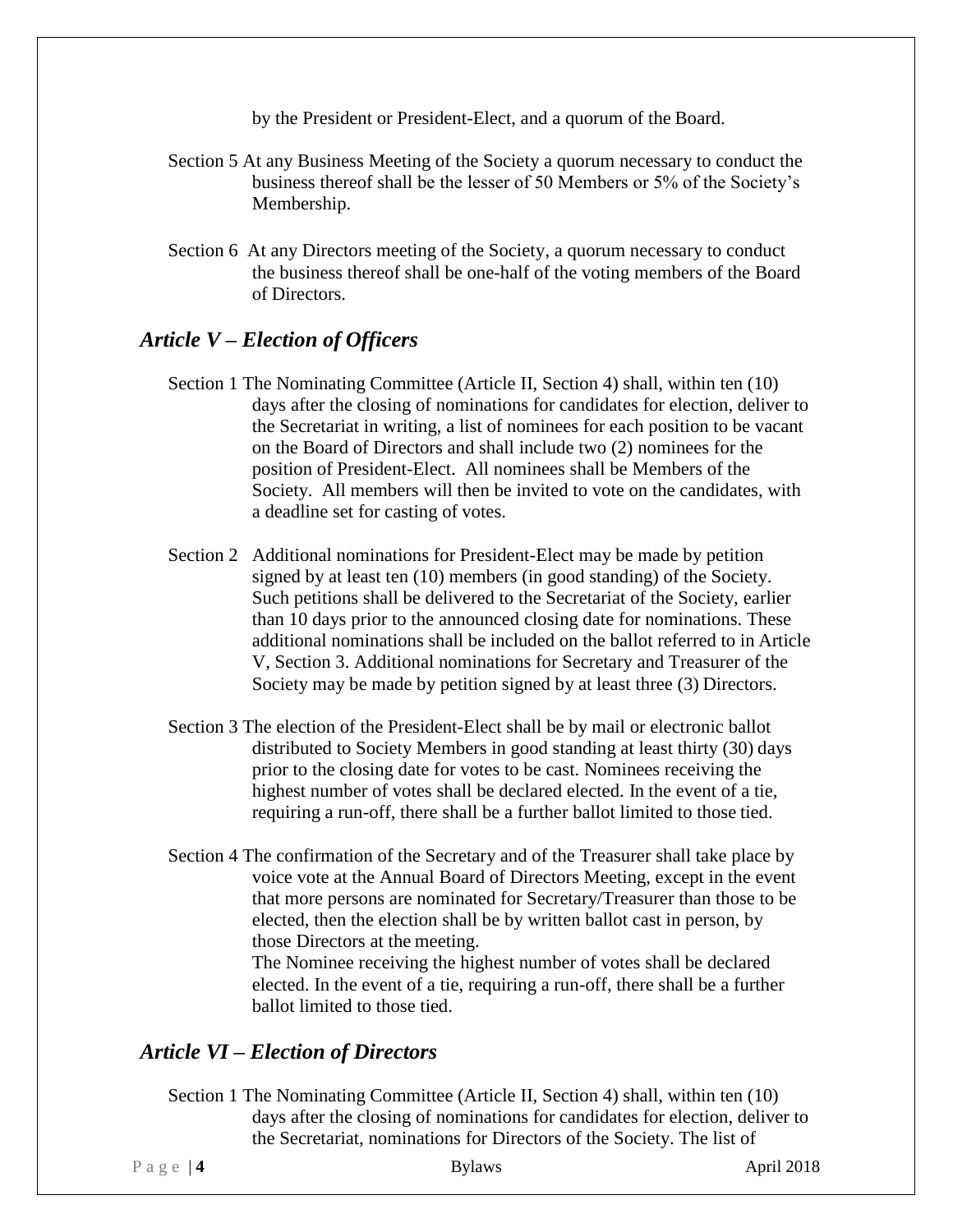by the President or President-Elect, and a quorum of the Board.

Section 5 At any Business Meeting of the Society a quorum necessary to conduct the business thereof shall be the lesser of 50 Members or 5% of the Society's Membership.

Section 6 At any Directors meeting of the Society, a quorum necessary to conduct the business thereof shall be one-half of the voting members of the Board of Directors.

## *Article V – Election of Officers*

Section 1 The Nominating Committee (Article II, Section 4) shall, within ten (10) days after the closing of nominations for candidates for election, deliver to the Secretariat in writing, a list of nominees for each position to be vacant on the Board of Directors and shall include two (2) nominees for the position of President-Elect. All nominees shall be Members of the Society. All members will then be invited to vote on the candidates, with a deadline set for casting of votes.

Section 2 Additional nominations for President-Elect may be made by petition signed by at least ten (10) members (in good standing) of the Society. Such petitions shall be delivered to the Secretariat of the Society, earlier than 10 days prior to the announced closing date for nominations. These additional nominations shall be included on the ballot referred to in Article V, Section 3. Additional nominations for Secretary and Treasurer of the Society may be made by petition signed by at least three (3) Directors.

Section 3 The election of the President-Elect shall be by mail or electronic ballot distributed to Society Members in good standing at least thirty (30) days prior to the closing date for votes to be cast. Nominees receiving the highest number of votes shall be declared elected. In the event of a tie, requiring a run-off, there shall be a further ballot limited to those tied.

Section 4 The confirmation of the Secretary and of the Treasurer shall take place by voice vote at the Annual Board of Directors Meeting, except in the event that more persons are nominated for Secretary/Treasurer than those to be elected, then the election shall be by written ballot cast in person, by those Directors at the meeting.
The Nominee receiving the highest number of votes shall be declared elected. In the event of a tie, requiring a run-off, there shall be a further ballot limited to those tied.

## *Article VI – Election of Directors*

Section 1 The Nominating Committee (Article II, Section 4) shall, within ten (10) days after the closing of nominations for candidates for election, deliver to the Secretariat, nominations for Directors of the Society. The list of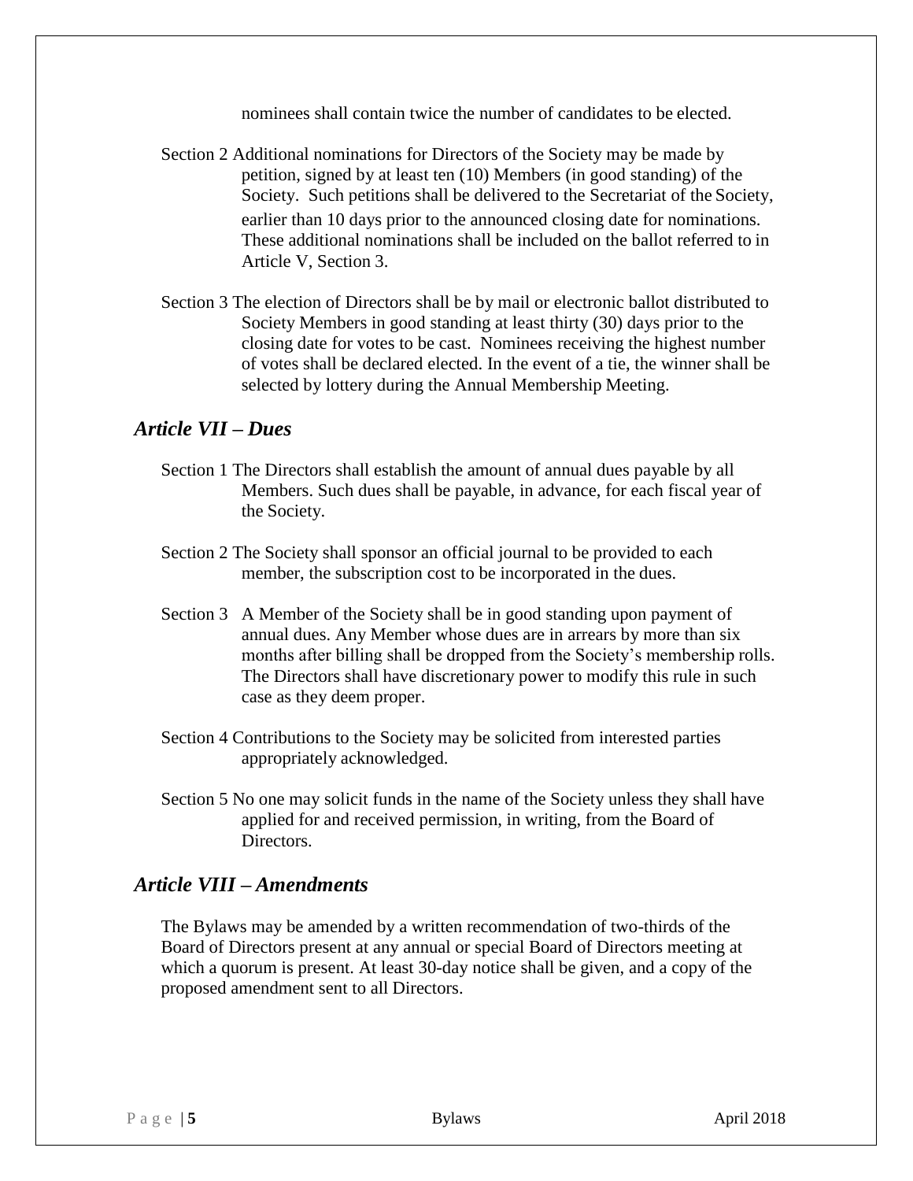nominees shall contain twice the number of candidates to be elected.

Section 2 Additional nominations for Directors of the Society may be made by petition, signed by at least ten (10) Members (in good standing) of the Society. Such petitions shall be delivered to the Secretariat of the Society, earlier than 10 days prior to the announced closing date for nominations. These additional nominations shall be included on the ballot referred to in Article V, Section 3.

Section 3 The election of Directors shall be by mail or electronic ballot distributed to Society Members in good standing at least thirty (30) days prior to the closing date for votes to be cast. Nominees receiving the highest number of votes shall be declared elected. In the event of a tie, the winner shall be selected by lottery during the Annual Membership Meeting.

## *Article VII – Dues*

Section 1 The Directors shall establish the amount of annual dues payable by all Members. Such dues shall be payable, in advance, for each fiscal year of the Society.

Section 2 The Society shall sponsor an official journal to be provided to each member, the subscription cost to be incorporated in the dues.

Section 3 A Member of the Society shall be in good standing upon payment of annual dues. Any Member whose dues are in arrears by more than six months after billing shall be dropped from the Society's membership rolls. The Directors shall have discretionary power to modify this rule in such case as they deem proper.

Section 4 Contributions to the Society may be solicited from interested parties appropriately acknowledged.

Section 5 No one may solicit funds in the name of the Society unless they shall have applied for and received permission, in writing, from the Board of Directors.

## *Article VIII – Amendments*

The Bylaws may be amended by a written recommendation of two-thirds of the Board of Directors present at any annual or special Board of Directors meeting at which a quorum is present. At least 30-day notice shall be given, and a copy of the proposed amendment sent to all Directors.